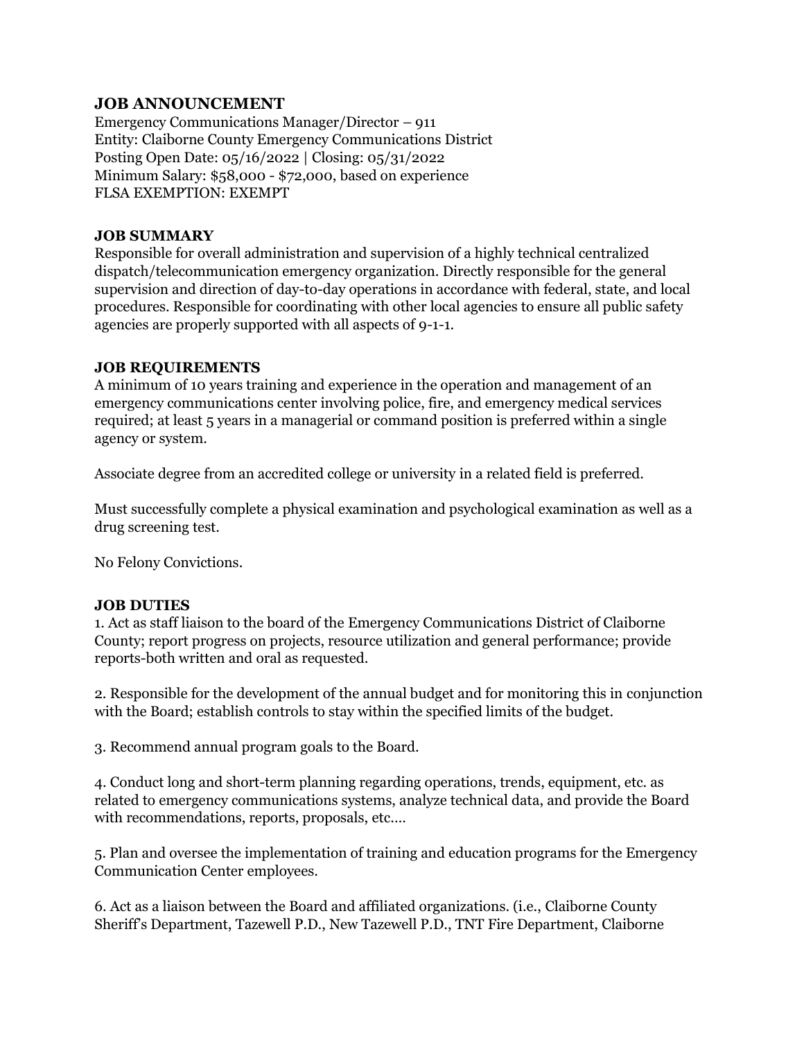## JOB ANNOUNCEMENT

Emergency Communications Manager/Director – 911
Entity: Claiborne County Emergency Communications District
Posting Open Date: 05/16/2022 | Closing: 05/31/2022
Minimum Salary: $58,000 - $72,000, based on experience
FLSA EXEMPTION: EXEMPT

## JOB SUMMARY

Responsible for overall administration and supervision of a highly technical centralized dispatch/telecommunication emergency organization. Directly responsible for the general supervision and direction of day-to-day operations in accordance with federal, state, and local procedures. Responsible for coordinating with other local agencies to ensure all public safety agencies are properly supported with all aspects of 9-1-1.

## JOB REQUIREMENTS

A minimum of 10 years training and experience in the operation and management of an emergency communications center involving police, fire, and emergency medical services required; at least 5 years in a managerial or command position is preferred within a single agency or system.

Associate degree from an accredited college or university in a related field is preferred.

Must successfully complete a physical examination and psychological examination as well as a drug screening test.

No Felony Convictions.

## JOB DUTIES

1. Act as staff liaison to the board of the Emergency Communications District of Claiborne County; report progress on projects, resource utilization and general performance; provide reports-both written and oral as requested.

2. Responsible for the development of the annual budget and for monitoring this in conjunction with the Board; establish controls to stay within the specified limits of the budget.

3. Recommend annual program goals to the Board.

4. Conduct long and short-term planning regarding operations, trends, equipment, etc. as related to emergency communications systems, analyze technical data, and provide the Board with recommendations, reports, proposals, etc.…

5. Plan and oversee the implementation of training and education programs for the Emergency Communication Center employees.

6. Act as a liaison between the Board and affiliated organizations. (i.e., Claiborne County Sheriff's Department, Tazewell P.D., New Tazewell P.D., TNT Fire Department, Claiborne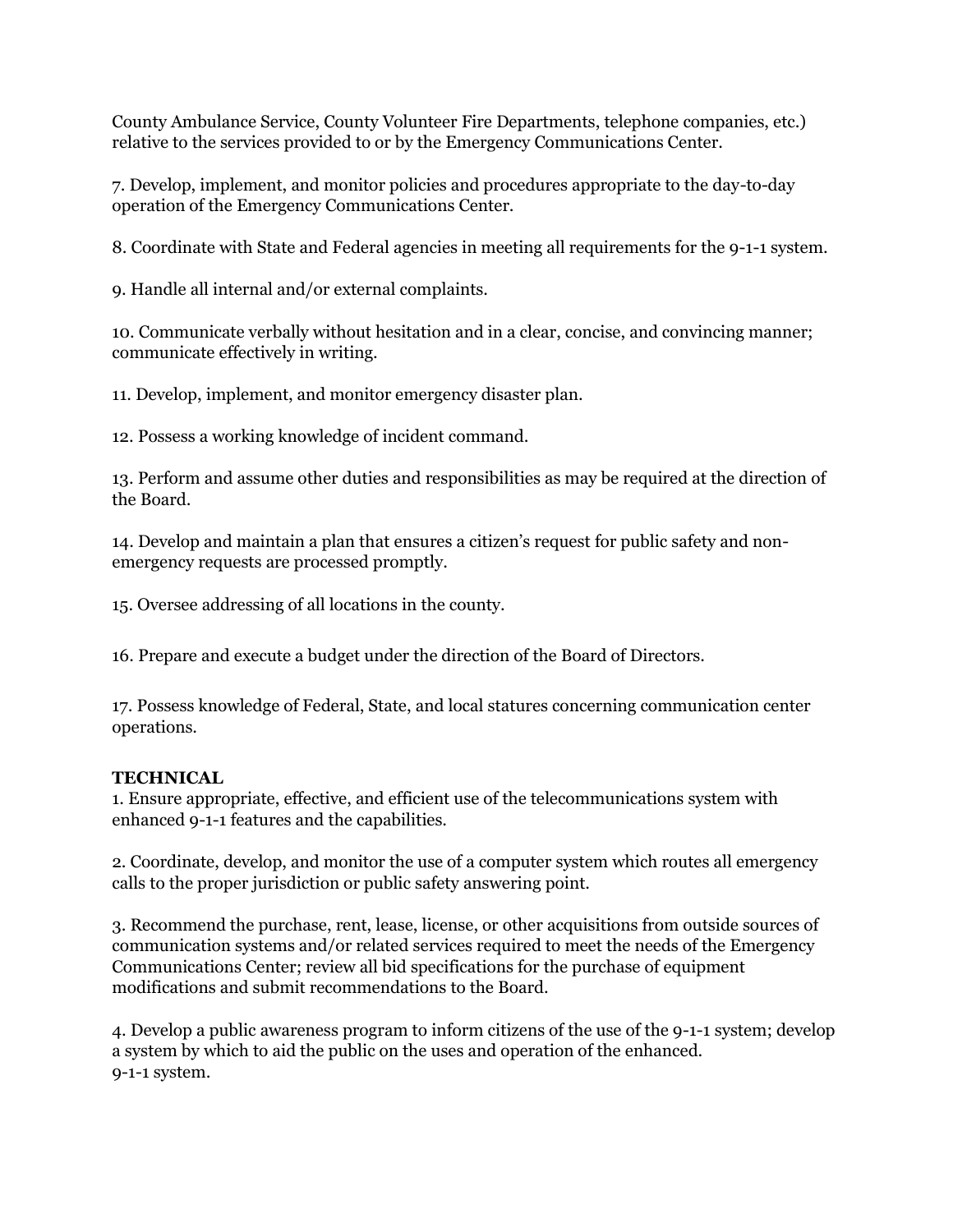County Ambulance Service, County Volunteer Fire Departments, telephone companies, etc.) relative to the services provided to or by the Emergency Communications Center.

7. Develop, implement, and monitor policies and procedures appropriate to the day-to-day operation of the Emergency Communications Center.

8. Coordinate with State and Federal agencies in meeting all requirements for the 9-1-1 system.

9. Handle all internal and/or external complaints.

10. Communicate verbally without hesitation and in a clear, concise, and convincing manner; communicate effectively in writing.

11. Develop, implement, and monitor emergency disaster plan.

12. Possess a working knowledge of incident command.

13. Perform and assume other duties and responsibilities as may be required at the direction of the Board.

14. Develop and maintain a plan that ensures a citizen's request for public safety and non-emergency requests are processed promptly.

15. Oversee addressing of all locations in the county.

16. Prepare and execute a budget under the direction of the Board of Directors.

17. Possess knowledge of Federal, State, and local statures concerning communication center operations.

**TECHNICAL**

1. Ensure appropriate, effective, and efficient use of the telecommunications system with enhanced 9-1-1 features and the capabilities.

2. Coordinate, develop, and monitor the use of a computer system which routes all emergency calls to the proper jurisdiction or public safety answering point.

3. Recommend the purchase, rent, lease, license, or other acquisitions from outside sources of communication systems and/or related services required to meet the needs of the Emergency Communications Center; review all bid specifications for the purchase of equipment modifications and submit recommendations to the Board.

4. Develop a public awareness program to inform citizens of the use of the 9-1-1 system; develop a system by which to aid the public on the uses and operation of the enhanced.
9-1-1 system.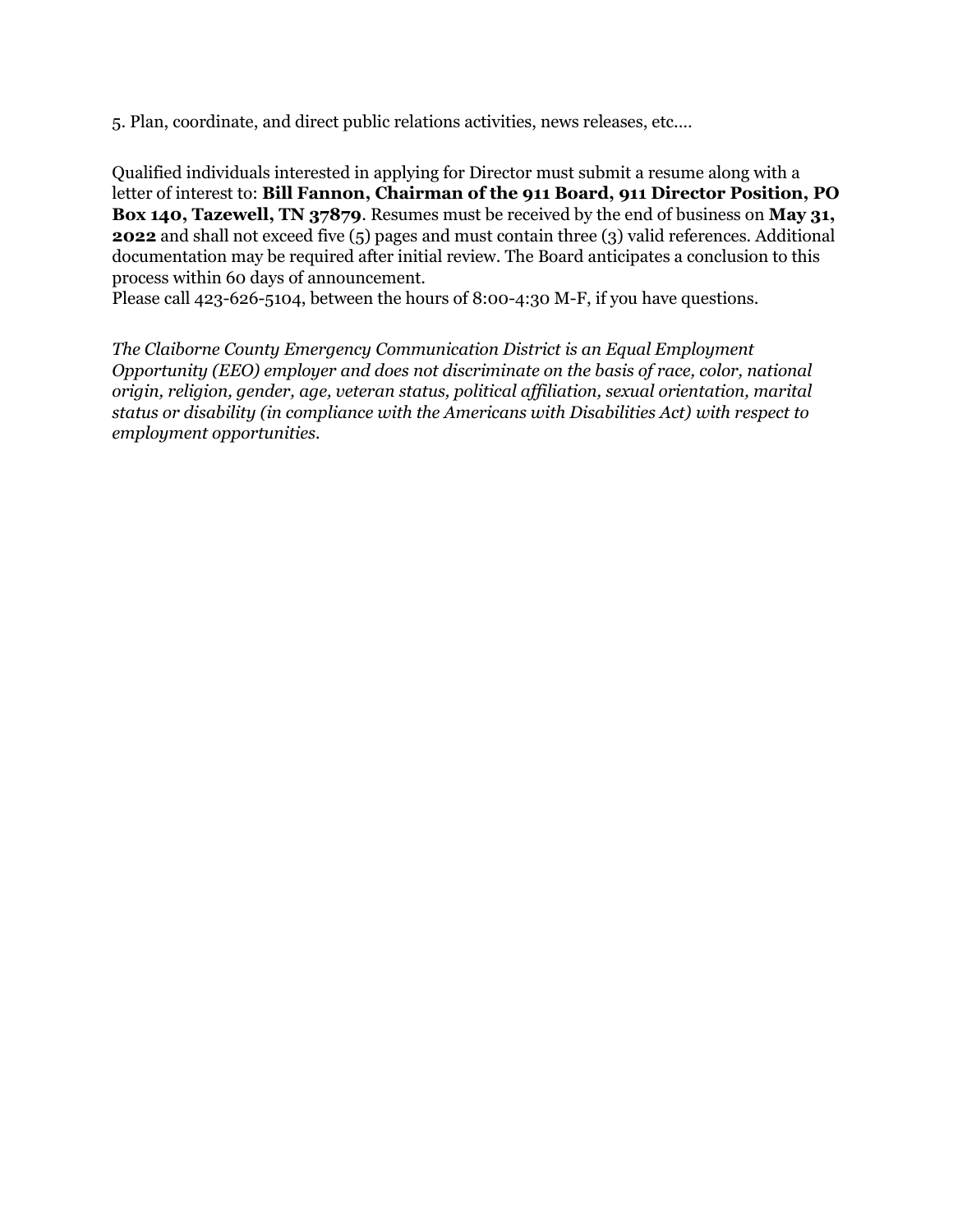5. Plan, coordinate, and direct public relations activities, news releases, etc.…

Qualified individuals interested in applying for Director must submit a resume along with a letter of interest to: **Bill Fannon, Chairman of the 911 Board, 911 Director Position, PO Box 140, Tazewell, TN 37879**. Resumes must be received by the end of business on **May 31, 2022** and shall not exceed five (5) pages and must contain three (3) valid references. Additional documentation may be required after initial review. The Board anticipates a conclusion to this process within 60 days of announcement.
Please call 423-626-5104, between the hours of 8:00-4:30 M-F, if you have questions.

*The Claiborne County Emergency Communication District is an Equal Employment Opportunity (EEO) employer and does not discriminate on the basis of race, color, national origin, religion, gender, age, veteran status, political affiliation, sexual orientation, marital status or disability (in compliance with the Americans with Disabilities Act) with respect to employment opportunities.*